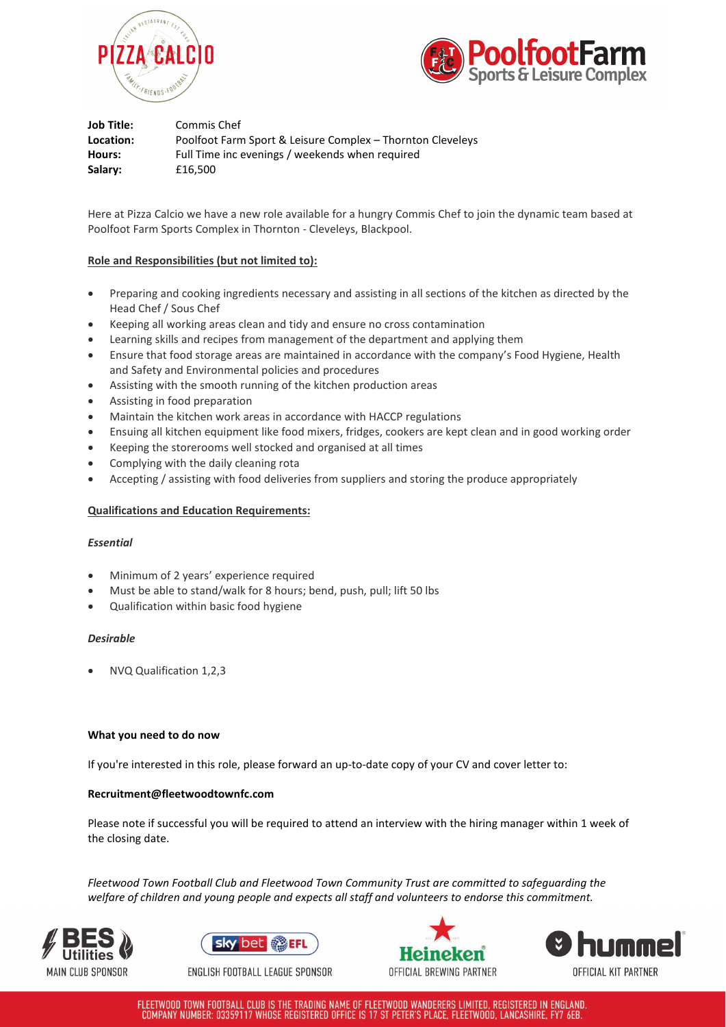**Job Title:** Commis Chef
**Location:** Poolfoot Farm Sport & Leisure Complex – Thornton Cleveleys
**Hours:** Full Time inc evenings / weekends when required
**Salary:** £16,500

Here at Pizza Calcio we have a new role available for a hungry Commis Chef to join the dynamic team based at Poolfoot Farm Sports Complex in Thornton - Cleveleys, Blackpool.

**Role and Responsibilities (but not limited to):**

- Preparing and cooking ingredients necessary and assisting in all sections of the kitchen as directed by the Head Chef / Sous Chef
- Keeping all working areas clean and tidy and ensure no cross contamination
- Learning skills and recipes from management of the department and applying them
- Ensure that food storage areas are maintained in accordance with the company's Food Hygiene, Health and Safety and Environmental policies and procedures
- Assisting with the smooth running of the kitchen production areas
- Assisting in food preparation
- Maintain the kitchen work areas in accordance with HACCP regulations
- Ensuing all kitchen equipment like food mixers, fridges, cookers are kept clean and in good working order
- Keeping the storerooms well stocked and organised at all times
- Complying with the daily cleaning rota
- Accepting / assisting with food deliveries from suppliers and storing the produce appropriately

**Qualifications and Education Requirements:**

***Essential***

- Minimum of 2 years' experience required
- Must be able to stand/walk for 8 hours; bend, push, pull; lift 50 lbs
- Qualification within basic food hygiene

***Desirable***

- NVQ Qualification 1,2,3

**What you need to do now**

If you're interested in this role, please forward an up-to-date copy of your CV and cover letter to:

**Recruitment@fleetwoodtownfc.com**

Please note if successful you will be required to attend an interview with the hiring manager within 1 week of the closing date.

*Fleetwood Town Football Club and Fleetwood Town Community Trust are committed to safeguarding the welfare of children and young people and expects all staff and volunteers to endorse this commitment.*

MAIN CLUB SPONSOR | ENGLISH FOOTBALL LEAGUE SPONSOR | OFFICIAL BREWING PARTNER | OFFICIAL KIT PARTNER

FLEETWOOD TOWN FOOTBALL CLUB IS THE TRADING NAME OF FLEETWOOD WANDERERS LIMITED. REGISTERED IN ENGLAND. COMPANY NUMBER: 03359117 WHOSE REGISTERED OFFICE IS 17 ST PETER'S PLACE, FLEETWOOD, LANCASHIRE, FY7 6EB.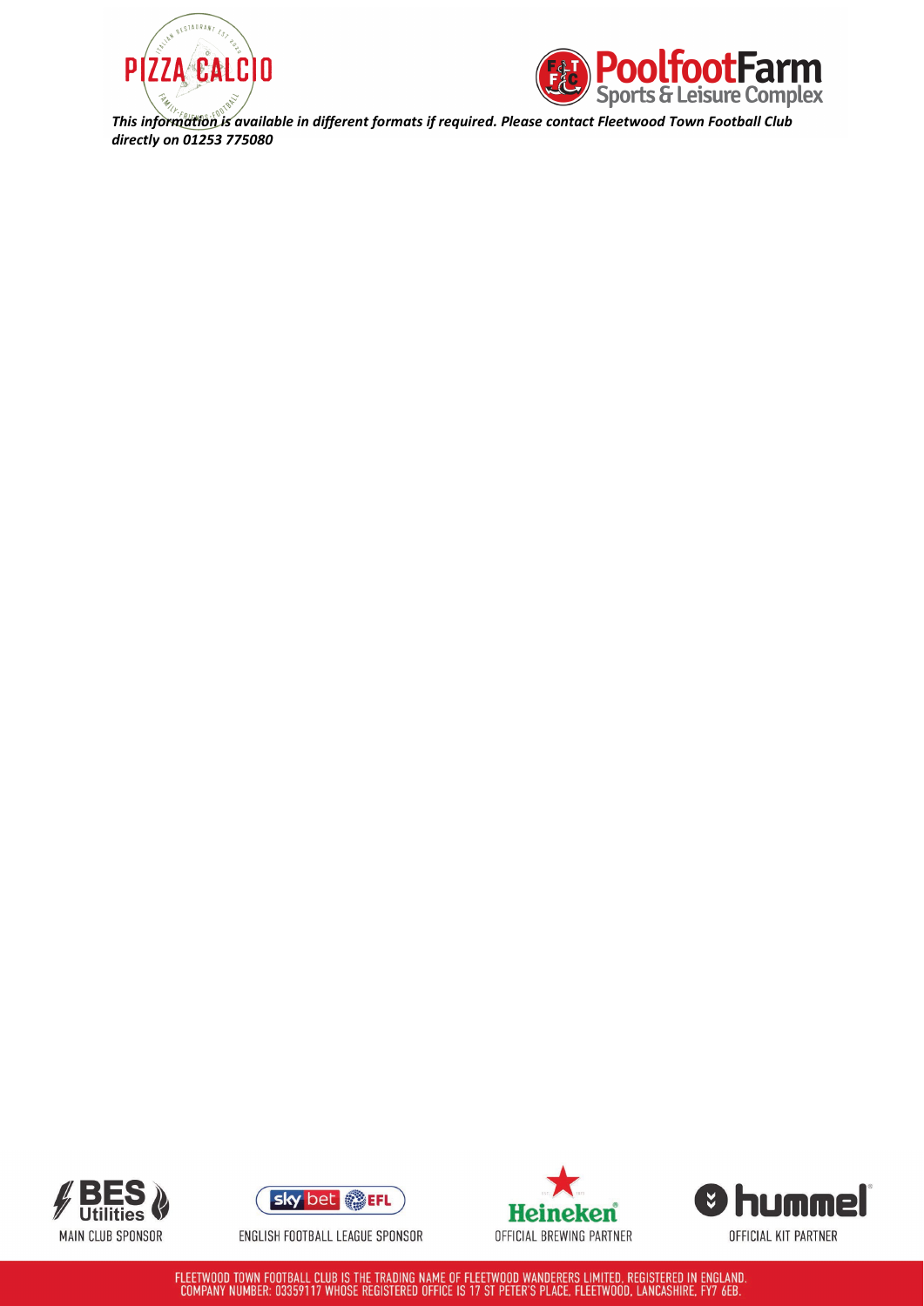*This information is available in different formats if required. Please contact Fleetwood Town Football Club directly on 01253 775080*